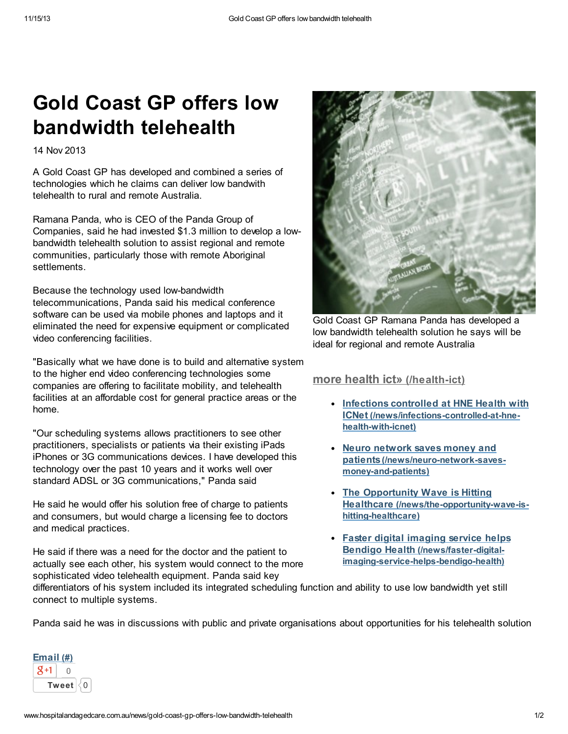# Gold Coast GP offers low bandwidth telehealth

14 Nov 2013

A Gold Coast GP has developed and combined a series of technologies which he claims can deliver low bandwith telehealth to rural and remote Australia.

Ramana Panda, who is CEO of the Panda Group of Companies, said he had invested $1.3 million to develop a low-bandwidth telehealth solution to assist regional and remote communities, particularly those with remote Aboriginal settlements.

Because the technology used low-bandwidth telecommunications, Panda said his medical conference software can be used via mobile phones and laptops and it eliminated the need for expensive equipment or complicated video conferencing facilities.

"Basically what we have done is to build and alternative system to the higher end video conferencing technologies some companies are offering to facilitate mobility, and telehealth facilities at an affordable cost for general practice areas or the home.

"Our scheduling systems allows practitioners to see other practitioners, specialists or patients via their existing iPads iPhones or 3G communications devices. I have developed this technology over the past 10 years and it works well over standard ADSL or 3G communications," Panda said

He said he would offer his solution free of charge to patients and consumers, but would charge a licensing fee to doctors and medical practices.

He said if there was a need for the doctor and the patient to actually see each other, his system would connect to the more sophisticated video telehealth equipment. Panda said key differentiators of his system included its integrated scheduling function and ability to use low bandwidth yet still connect to multiple systems.

Panda said he was in discussions with public and private organisations about opportunities for his telehealth solution

Gold Coast GP Ramana Panda has developed a low bandwidth telehealth solution he says will be ideal for regional and remote Australia

## more health ict» (/health-ict)

- Infections controlled at HNE Health with ICNet (/news/infections-controlled-at-hne-health-with-icnet)
- Neuro network saves money and patients (/news/neuro-network-saves-money-and-patients)
- The Opportunity Wave is Hitting Healthcare (/news/the-opportunity-wave-is-hitting-healthcare)
- Faster digital imaging service helps Bendigo Health (/news/faster-digital-imaging-service-helps-bendigo-health)

Email (#)

+1 0

Tweet 0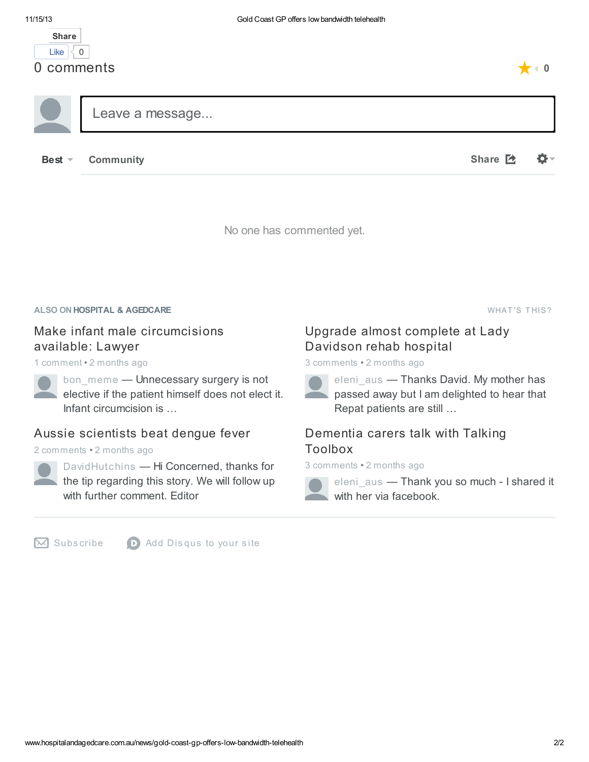Share

Like 0

0 comments

★ 0

Leave a message...

Best Community Share

No one has commented yet.

ALSO ON HOSPITAL & AGEDCARE WHAT'S THIS?

**Make infant male circumcisions available: Lawyer**

1 comment • 2 months ago

bon_meme — Unnecessary surgery is not elective if the patient himself does not elect it. Infant circumcision is …

**Aussie scientists beat dengue fever**

2 comments • 2 months ago

DavidHutchins — Hi Concerned, thanks for the tip regarding this story. We will follow up with further comment. Editor

**Upgrade almost complete at Lady Davidson rehab hospital**

3 comments • 2 months ago

eleni_aus — Thanks David. My mother has passed away but I am delighted to hear that Repat patients are still …

**Dementia carers talk with Talking Toolbox**

3 comments • 2 months ago

eleni_aus — Thank you so much - I shared it with her via facebook.

Subscribe Add Disqus to your site